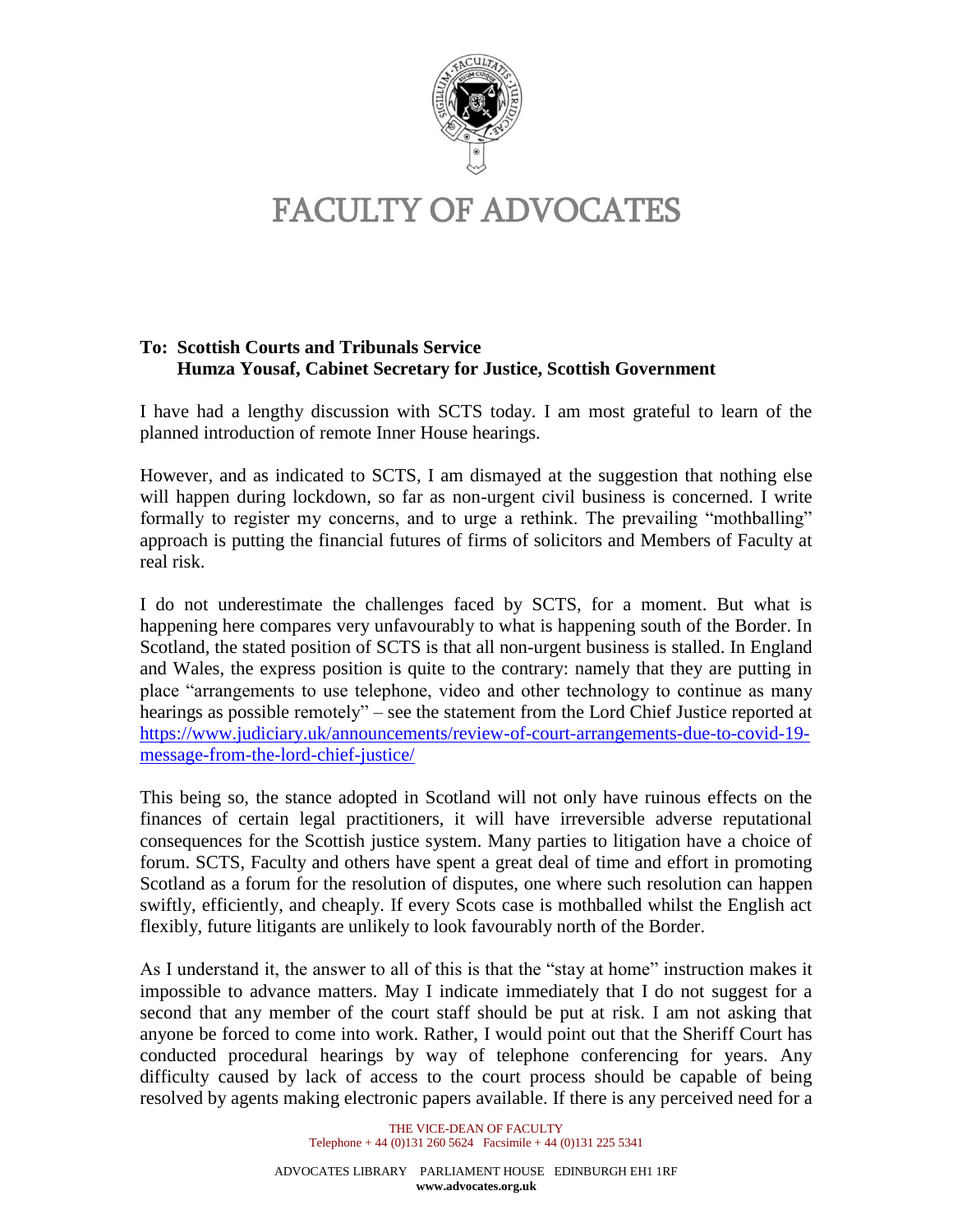# FACULTY OF ADVOCATES

**To: Scottish Courts and Tribunals Service**
**Humza Yousaf, Cabinet Secretary for Justice, Scottish Government**

I have had a lengthy discussion with SCTS today. I am most grateful to learn of the planned introduction of remote Inner House hearings.

However, and as indicated to SCTS, I am dismayed at the suggestion that nothing else will happen during lockdown, so far as non-urgent civil business is concerned. I write formally to register my concerns, and to urge a rethink. The prevailing "mothballing" approach is putting the financial futures of firms of solicitors and Members of Faculty at real risk.

I do not underestimate the challenges faced by SCTS, for a moment. But what is happening here compares very unfavourably to what is happening south of the Border. In Scotland, the stated position of SCTS is that all non-urgent business is stalled. In England and Wales, the express position is quite to the contrary: namely that they are putting in place "arrangements to use telephone, video and other technology to continue as many hearings as possible remotely" – see the statement from the Lord Chief Justice reported at [https://www.judiciary.uk/announcements/review-of-court-arrangements-due-to-covid-19-message-from-the-lord-chief-justice/](https://www.judiciary.uk/announcements/review-of-court-arrangements-due-to-covid-19-message-from-the-lord-chief-justice/)

This being so, the stance adopted in Scotland will not only have ruinous effects on the finances of certain legal practitioners, it will have irreversible adverse reputational consequences for the Scottish justice system. Many parties to litigation have a choice of forum. SCTS, Faculty and others have spent a great deal of time and effort in promoting Scotland as a forum for the resolution of disputes, one where such resolution can happen swiftly, efficiently, and cheaply. If every Scots case is mothballed whilst the English act flexibly, future litigants are unlikely to look favourably north of the Border.

As I understand it, the answer to all of this is that the "stay at home" instruction makes it impossible to advance matters. May I indicate immediately that I do not suggest for a second that any member of the court staff should be put at risk. I am not asking that anyone be forced to come into work. Rather, I would point out that the Sheriff Court has conducted procedural hearings by way of telephone conferencing for years. Any difficulty caused by lack of access to the court process should be capable of being resolved by agents making electronic papers available. If there is any perceived need for a

THE VICE-DEAN OF FACULTY
Telephone + 44 (0)131 260 5624 Facsimile + 44 (0)131 225 5341

ADVOCATES LIBRARY PARLIAMENT HOUSE EDINBURGH EH1 1RF
**www.advocates.org.uk**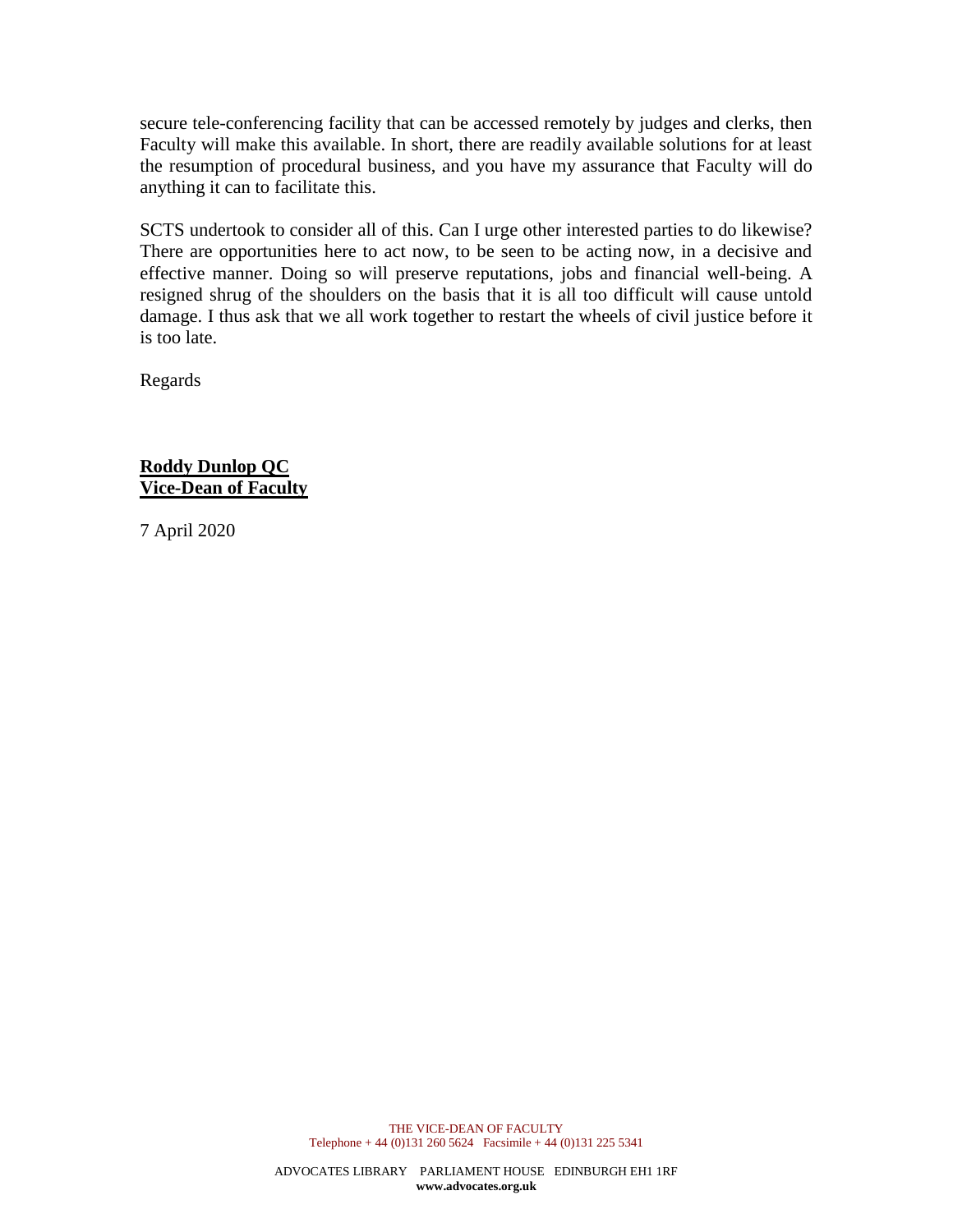secure tele-conferencing facility that can be accessed remotely by judges and clerks, then Faculty will make this available. In short, there are readily available solutions for at least the resumption of procedural business, and you have my assurance that Faculty will do anything it can to facilitate this.

SCTS undertook to consider all of this. Can I urge other interested parties to do likewise? There are opportunities here to act now, to be seen to be acting now, in a decisive and effective manner. Doing so will preserve reputations, jobs and financial well-being. A resigned shrug of the shoulders on the basis that it is all too difficult will cause untold damage. I thus ask that we all work together to restart the wheels of civil justice before it is too late.

Regards

**Roddy Dunlop QC**
**Vice-Dean of Faculty**

7 April 2020

THE VICE-DEAN OF FACULTY
Telephone + 44 (0)131 260 5624 Facsimile + 44 (0)131 225 5341

ADVOCATES LIBRARY PARLIAMENT HOUSE EDINBURGH EH1 1RF
**www.advocates.org.uk**